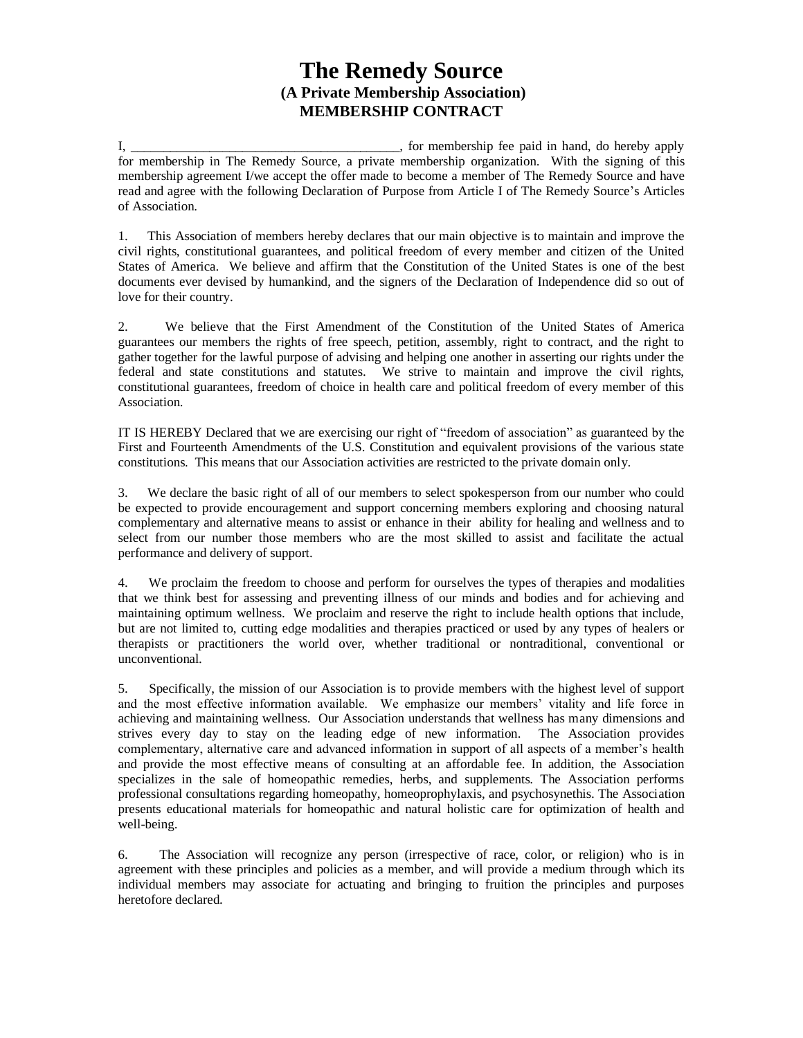# The Remedy Source
## (A Private Membership Association)
## MEMBERSHIP CONTRACT

I, ________________________________________, for membership fee paid in hand, do hereby apply for membership in The Remedy Source, a private membership organization. With the signing of this membership agreement I/we accept the offer made to become a member of The Remedy Source and have read and agree with the following Declaration of Purpose from Article I of The Remedy Source's Articles of Association.

1. This Association of members hereby declares that our main objective is to maintain and improve the civil rights, constitutional guarantees, and political freedom of every member and citizen of the United States of America. We believe and affirm that the Constitution of the United States is one of the best documents ever devised by humankind, and the signers of the Declaration of Independence did so out of love for their country.

2. We believe that the First Amendment of the Constitution of the United States of America guarantees our members the rights of free speech, petition, assembly, right to contract, and the right to gather together for the lawful purpose of advising and helping one another in asserting our rights under the federal and state constitutions and statutes. We strive to maintain and improve the civil rights, constitutional guarantees, freedom of choice in health care and political freedom of every member of this Association.

IT IS HEREBY Declared that we are exercising our right of "freedom of association" as guaranteed by the First and Fourteenth Amendments of the U.S. Constitution and equivalent provisions of the various state constitutions. This means that our Association activities are restricted to the private domain only.

3. We declare the basic right of all of our members to select spokesperson from our number who could be expected to provide encouragement and support concerning members exploring and choosing natural complementary and alternative means to assist or enhance in their ability for healing and wellness and to select from our number those members who are the most skilled to assist and facilitate the actual performance and delivery of support.

4. We proclaim the freedom to choose and perform for ourselves the types of therapies and modalities that we think best for assessing and preventing illness of our minds and bodies and for achieving and maintaining optimum wellness. We proclaim and reserve the right to include health options that include, but are not limited to, cutting edge modalities and therapies practiced or used by any types of healers or therapists or practitioners the world over, whether traditional or nontraditional, conventional or unconventional.

5. Specifically, the mission of our Association is to provide members with the highest level of support and the most effective information available. We emphasize our members' vitality and life force in achieving and maintaining wellness. Our Association understands that wellness has many dimensions and strives every day to stay on the leading edge of new information. The Association provides complementary, alternative care and advanced information in support of all aspects of a member's health and provide the most effective means of consulting at an affordable fee. In addition, the Association specializes in the sale of homeopathic remedies, herbs, and supplements. The Association performs professional consultations regarding homeopathy, homeoprophylaxis, and psychosynethis. The Association presents educational materials for homeopathic and natural holistic care for optimization of health and well-being.

6. The Association will recognize any person (irrespective of race, color, or religion) who is in agreement with these principles and policies as a member, and will provide a medium through which its individual members may associate for actuating and bringing to fruition the principles and purposes heretofore declared.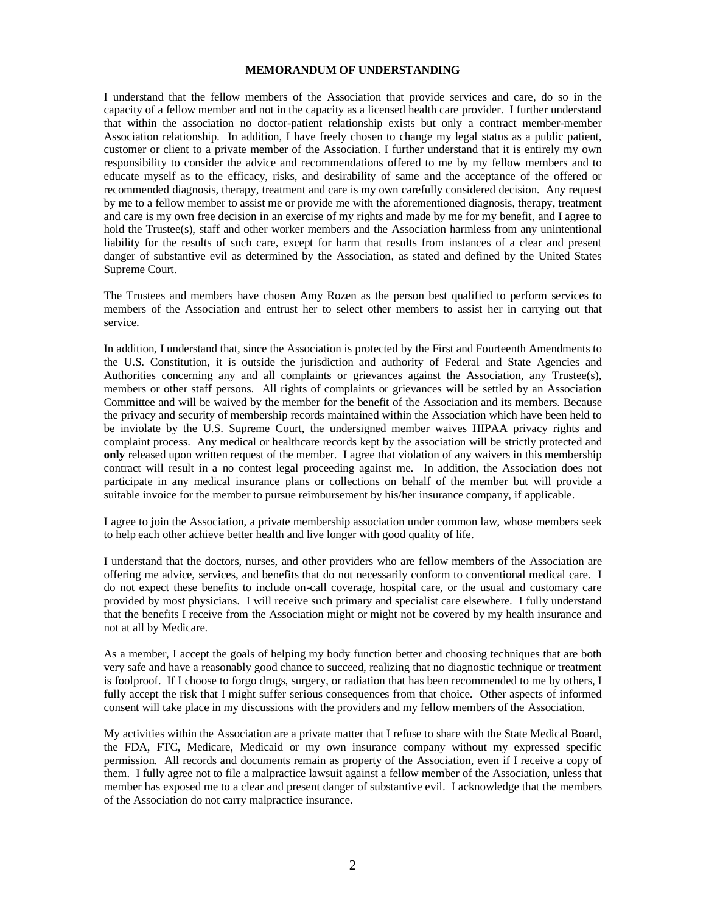**MEMORANDUM OF UNDERSTANDING**

I understand that the fellow members of the Association that provide services and care, do so in the capacity of a fellow member and not in the capacity as a licensed health care provider. I further understand that within the association no doctor-patient relationship exists but only a contract member-member Association relationship. In addition, I have freely chosen to change my legal status as a public patient, customer or client to a private member of the Association. I further understand that it is entirely my own responsibility to consider the advice and recommendations offered to me by my fellow members and to educate myself as to the efficacy, risks, and desirability of same and the acceptance of the offered or recommended diagnosis, therapy, treatment and care is my own carefully considered decision. Any request by me to a fellow member to assist me or provide me with the aforementioned diagnosis, therapy, treatment and care is my own free decision in an exercise of my rights and made by me for my benefit, and I agree to hold the Trustee(s), staff and other worker members and the Association harmless from any unintentional liability for the results of such care, except for harm that results from instances of a clear and present danger of substantive evil as determined by the Association, as stated and defined by the United States Supreme Court.

The Trustees and members have chosen Amy Rozen as the person best qualified to perform services to members of the Association and entrust her to select other members to assist her in carrying out that service.

In addition, I understand that, since the Association is protected by the First and Fourteenth Amendments to the U.S. Constitution, it is outside the jurisdiction and authority of Federal and State Agencies and Authorities concerning any and all complaints or grievances against the Association, any Trustee(s), members or other staff persons. All rights of complaints or grievances will be settled by an Association Committee and will be waived by the member for the benefit of the Association and its members. Because the privacy and security of membership records maintained within the Association which have been held to be inviolate by the U.S. Supreme Court, the undersigned member waives HIPAA privacy rights and complaint process. Any medical or healthcare records kept by the association will be strictly protected and **only** released upon written request of the member. I agree that violation of any waivers in this membership contract will result in a no contest legal proceeding against me. In addition, the Association does not participate in any medical insurance plans or collections on behalf of the member but will provide a suitable invoice for the member to pursue reimbursement by his/her insurance company, if applicable.

I agree to join the Association, a private membership association under common law, whose members seek to help each other achieve better health and live longer with good quality of life.

I understand that the doctors, nurses, and other providers who are fellow members of the Association are offering me advice, services, and benefits that do not necessarily conform to conventional medical care. I do not expect these benefits to include on-call coverage, hospital care, or the usual and customary care provided by most physicians. I will receive such primary and specialist care elsewhere. I fully understand that the benefits I receive from the Association might or might not be covered by my health insurance and not at all by Medicare.

As a member, I accept the goals of helping my body function better and choosing techniques that are both very safe and have a reasonably good chance to succeed, realizing that no diagnostic technique or treatment is foolproof. If I choose to forgo drugs, surgery, or radiation that has been recommended to me by others, I fully accept the risk that I might suffer serious consequences from that choice. Other aspects of informed consent will take place in my discussions with the providers and my fellow members of the Association.

My activities within the Association are a private matter that I refuse to share with the State Medical Board, the FDA, FTC, Medicare, Medicaid or my own insurance company without my expressed specific permission. All records and documents remain as property of the Association, even if I receive a copy of them. I fully agree not to file a malpractice lawsuit against a fellow member of the Association, unless that member has exposed me to a clear and present danger of substantive evil. I acknowledge that the members of the Association do not carry malpractice insurance.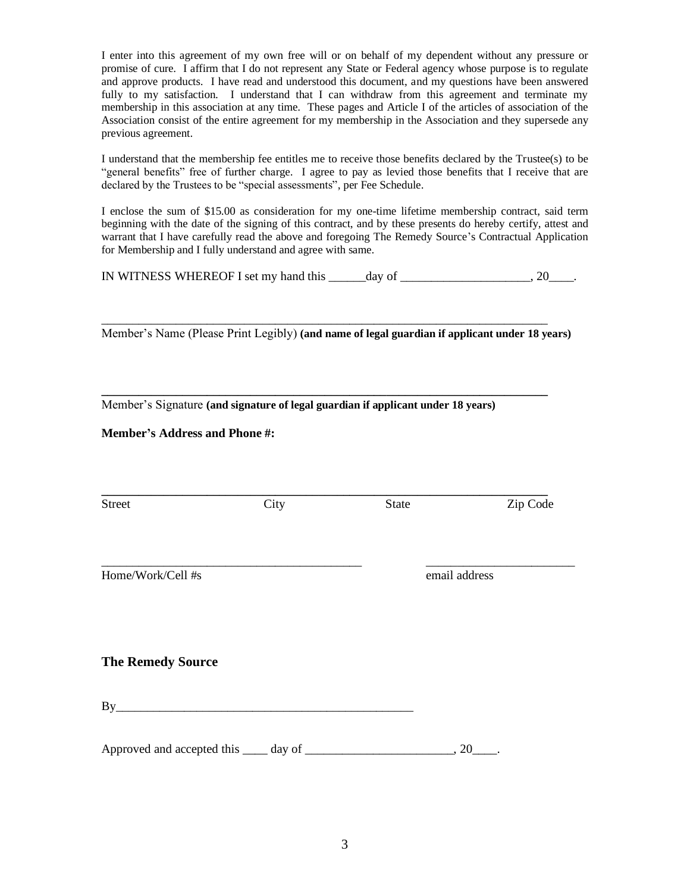I enter into this agreement of my own free will or on behalf of my dependent without any pressure or promise of cure. I affirm that I do not represent any State or Federal agency whose purpose is to regulate and approve products. I have read and understood this document, and my questions have been answered fully to my satisfaction. I understand that I can withdraw from this agreement and terminate my membership in this association at any time. These pages and Article I of the articles of association of the Association consist of the entire agreement for my membership in the Association and they supersede any previous agreement.

I understand that the membership fee entitles me to receive those benefits declared by the Trustee(s) to be "general benefits" free of further charge. I agree to pay as levied those benefits that I receive that are declared by the Trustees to be "special assessments", per Fee Schedule.

I enclose the sum of $15.00 as consideration for my one-time lifetime membership contract, said term beginning with the date of the signing of this contract, and by these presents do hereby certify, attest and warrant that I have carefully read the above and foregoing The Remedy Source's Contractual Application for Membership and I fully understand and agree with same.

IN WITNESS WHEREOF I set my hand this ______day of _____________________, 20____.

___________________________________________________________________________

Member's Name (Please Print Legibly) **(and name of legal guardian if applicant under 18 years)**

___________________________________________________________________________

Member's Signature **(and signature of legal guardian if applicant under 18 years)**

**Member's Address and Phone #:**

___________________________________________________________________________

Street City State Zip Code

___________________________________________ ________________________

Home/Work/Cell #s email address

**The Remedy Source**

By__________________________________________________

Approved and accepted this ____ day of ________________________, 20____.